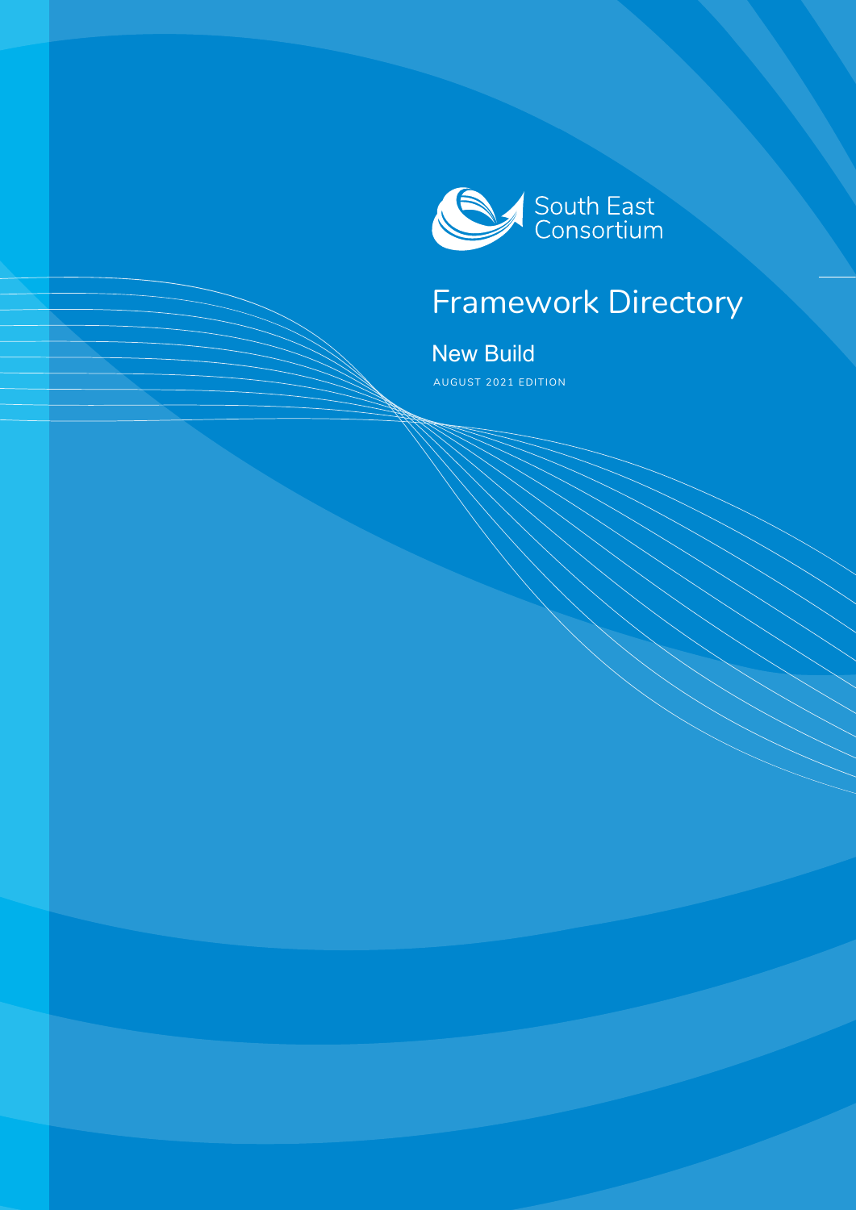South East Consortium

# Framework Directory

## New Build

AUGUST 2021 EDITION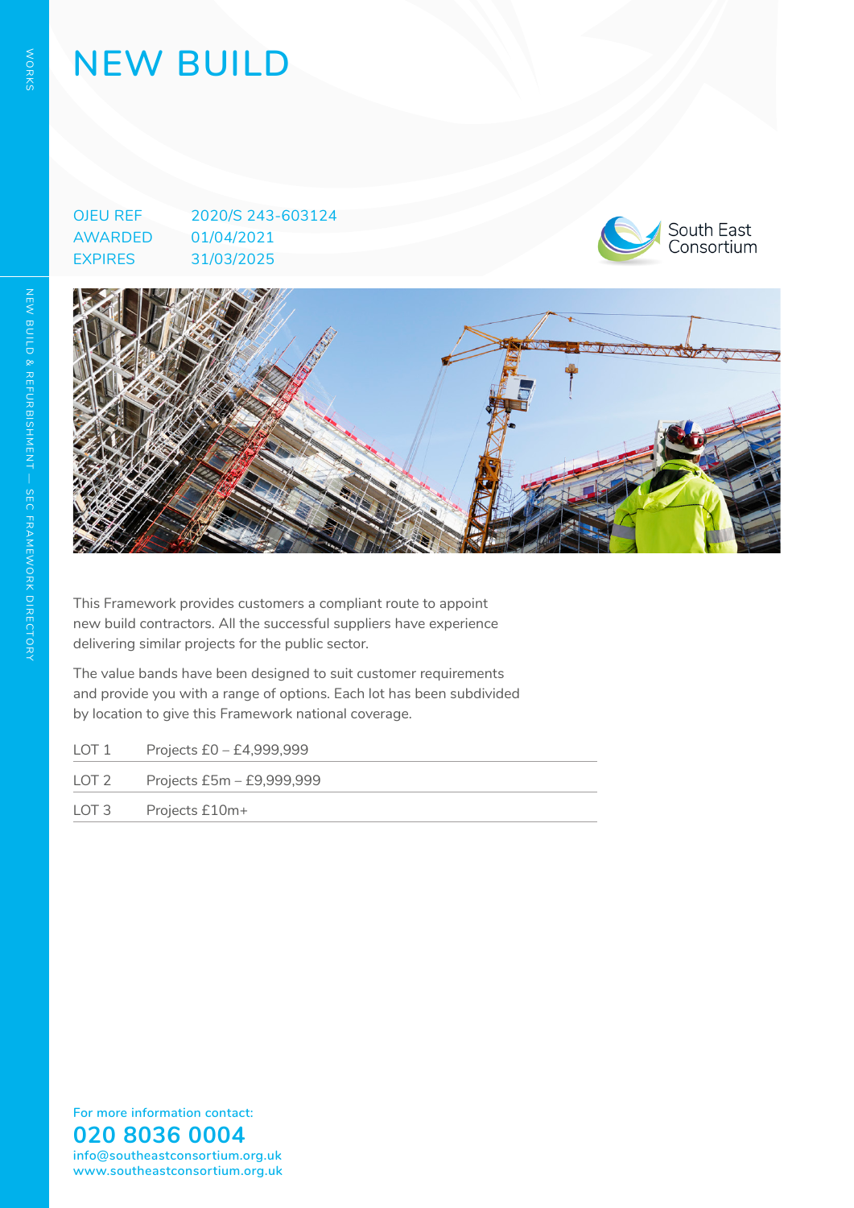# NEW BUILD

| | |
|---|---|
| OJEU REF | 2020/S 243-603124 |
| AWARDED | 01/04/2021 |
| EXPIRES | 31/03/2025 |

This Framework provides customers a compliant route to appoint new build contractors. All the successful suppliers have experience delivering similar projects for the public sector.

The value bands have been designed to suit customer requirements and provide you with a range of options. Each lot has been subdivided by location to give this Framework national coverage.

| | |
|---|---|
| LOT 1 | Projects £0 – £4,999,999 |
| LOT 2 | Projects £5m – £9,999,999 |
| LOT 3 | Projects £10m+ |

For more information contact:

**020 8036 0004**

info@southeastconsortium.org.uk
www.southeastconsortium.org.uk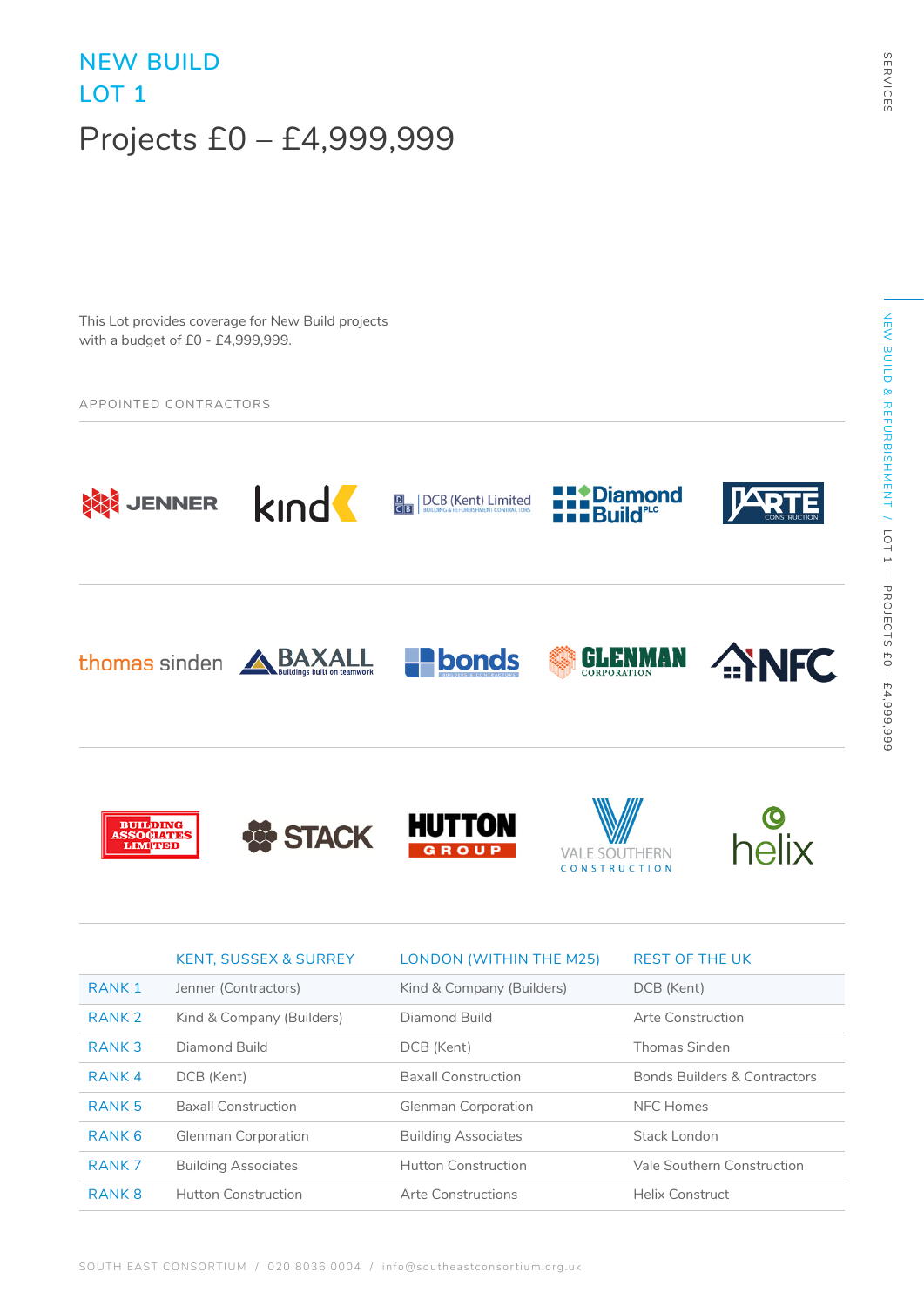# NEW BUILD
## LOT 1

## Projects £0 – £4,999,999

This Lot provides coverage for New Build projects with a budget of £0 - £4,999,999.

APPOINTED CONTRACTORS

| | KENT, SUSSEX & SURREY | LONDON (WITHIN THE M25) | REST OF THE UK |
|---|---|---|---|
| RANK 1 | Jenner (Contractors) | Kind & Company (Builders) | DCB (Kent) |
| RANK 2 | Kind & Company (Builders) | Diamond Build | Arte Construction |
| RANK 3 | Diamond Build | DCB (Kent) | Thomas Sinden |
| RANK 4 | DCB (Kent) | Baxall Construction | Bonds Builders & Contractors |
| RANK 5 | Baxall Construction | Glenman Corporation | NFC Homes |
| RANK 6 | Glenman Corporation | Building Associates | Stack London |
| RANK 7 | Building Associates | Hutton Construction | Vale Southern Construction |
| RANK 8 | Hutton Construction | Arte Constructions | Helix Construct |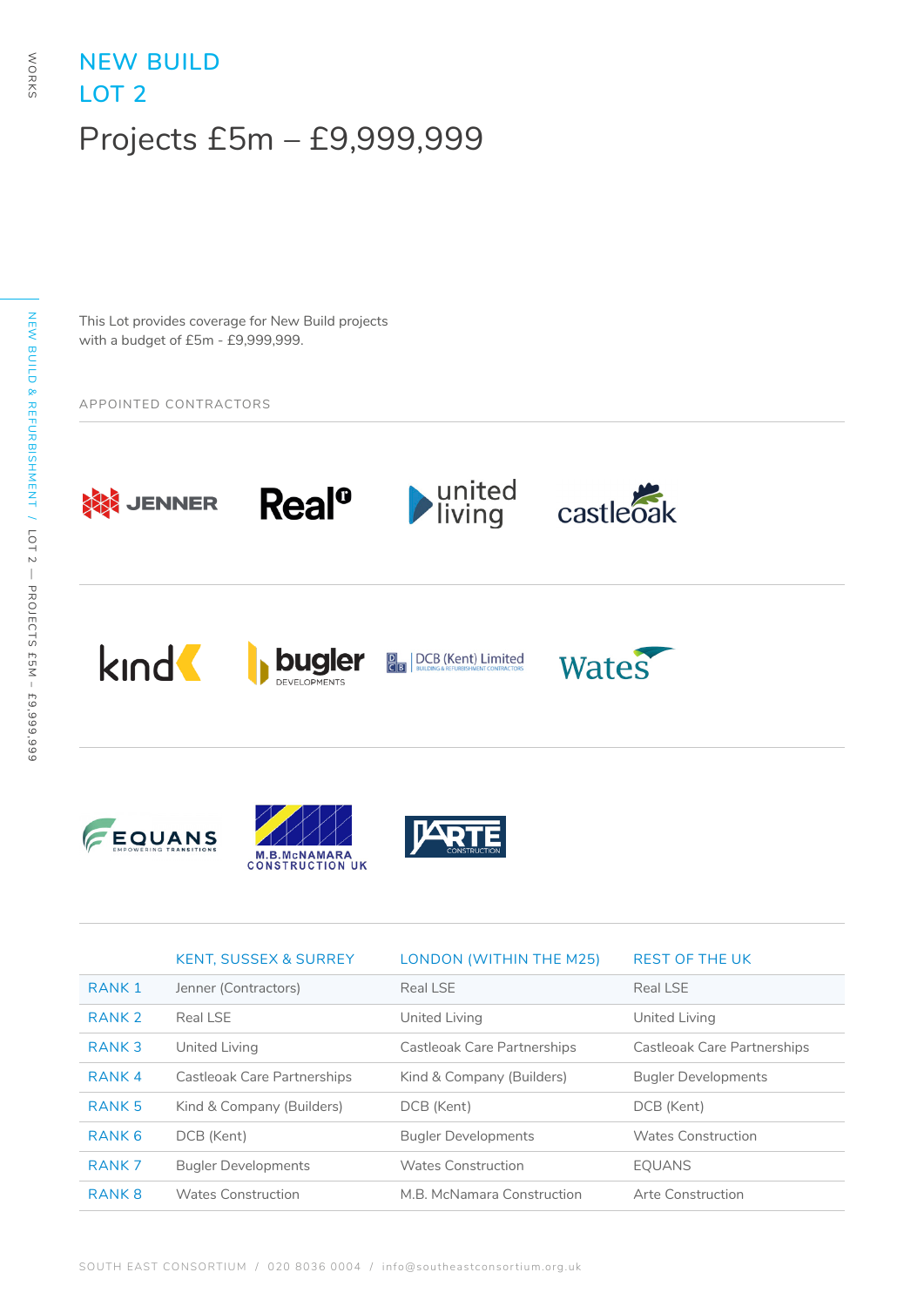## NEW BUILD
## LOT 2

# Projects £5m – £9,999,999

This Lot provides coverage for New Build projects with a budget of £5m - £9,999,999.

APPOINTED CONTRACTORS

|  | KENT, SUSSEX & SURREY | LONDON (WITHIN THE M25) | REST OF THE UK |
|---|---|---|---|
| RANK 1 | Jenner (Contractors) | Real LSE | Real LSE |
| RANK 2 | Real LSE | United Living | United Living |
| RANK 3 | United Living | Castleoak Care Partnerships | Castleoak Care Partnerships |
| RANK 4 | Castleoak Care Partnerships | Kind & Company (Builders) | Bugler Developments |
| RANK 5 | Kind & Company (Builders) | DCB (Kent) | DCB (Kent) |
| RANK 6 | DCB (Kent) | Bugler Developments | Wates Construction |
| RANK 7 | Bugler Developments | Wates Construction | EQUANS |
| RANK 8 | Wates Construction | M.B. McNamara Construction | Arte Construction |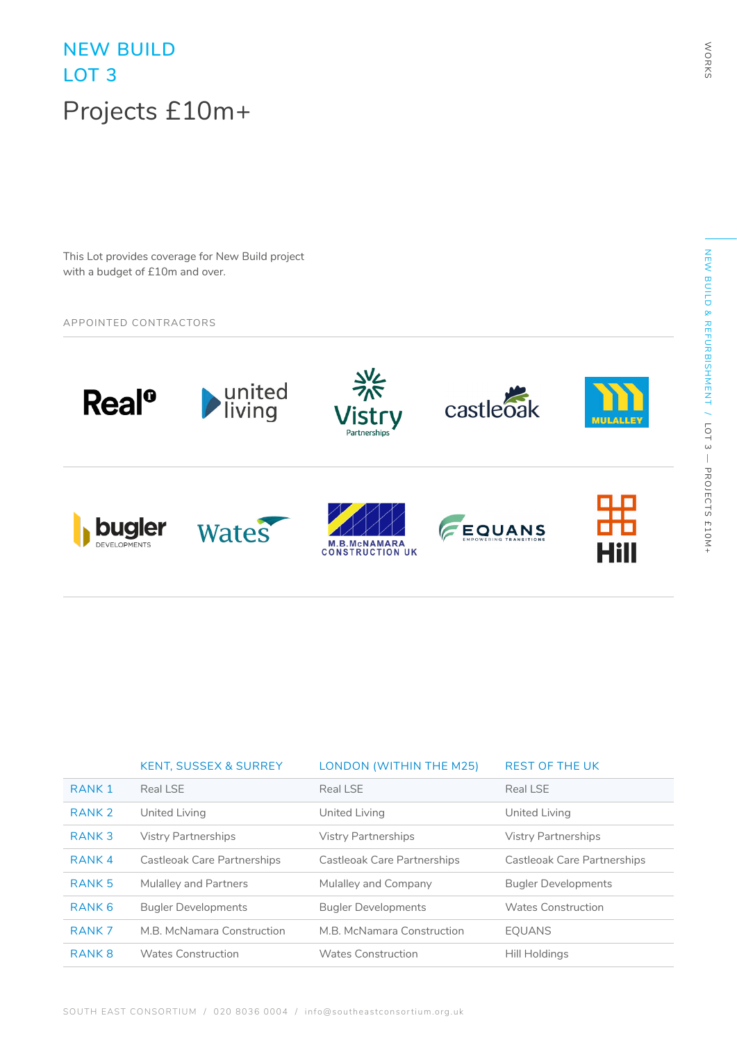# NEW BUILD
# LOT 3

## Projects £10m+

This Lot provides coverage for New Build project with a budget of £10m and over.

APPOINTED CONTRACTORS

|  | KENT, SUSSEX & SURREY | LONDON (WITHIN THE M25) | REST OF THE UK |
|---|---|---|---|
| RANK 1 | Real LSE | Real LSE | Real LSE |
| RANK 2 | United Living | United Living | United Living |
| RANK 3 | Vistry Partnerships | Vistry Partnerships | Vistry Partnerships |
| RANK 4 | Castleoak Care Partnerships | Castleoak Care Partnerships | Castleoak Care Partnerships |
| RANK 5 | Mulalley and Partners | Mulalley and Company | Bugler Developments |
| RANK 6 | Bugler Developments | Bugler Developments | Wates Construction |
| RANK 7 | M.B. McNamara Construction | M.B. McNamara Construction | EQUANS |
| RANK 8 | Wates Construction | Wates Construction | Hill Holdings |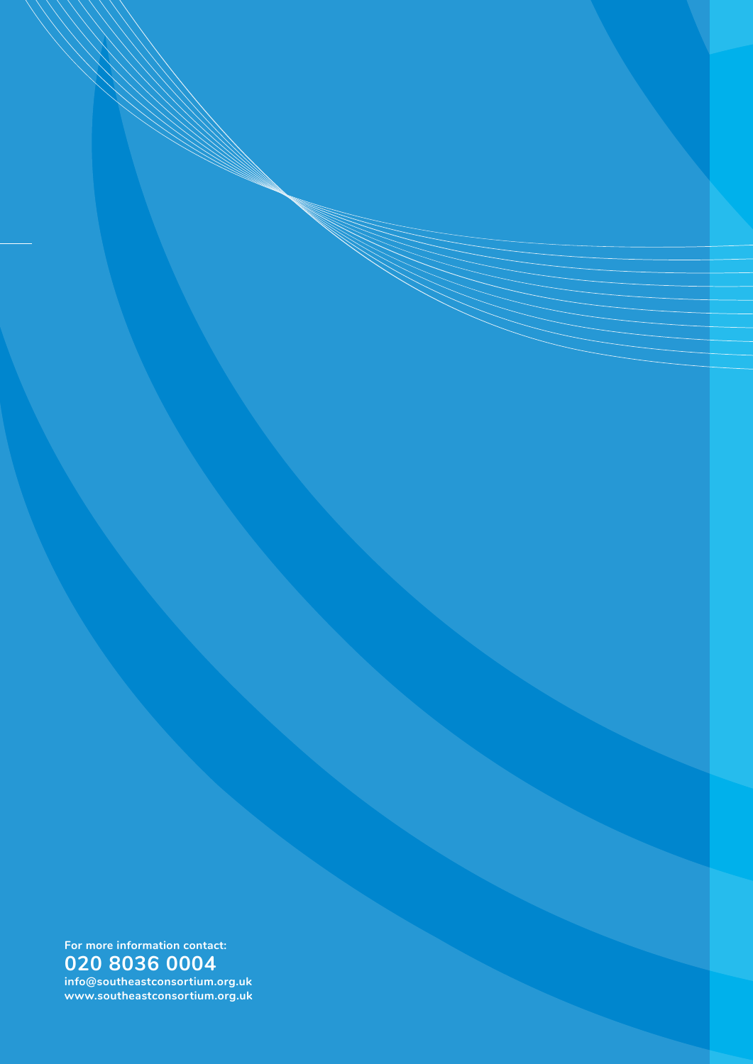**For more information contact:**

**020 8036 0004**

**info@southeastconsortium.org.uk**

**www.southeastconsortium.org.uk**